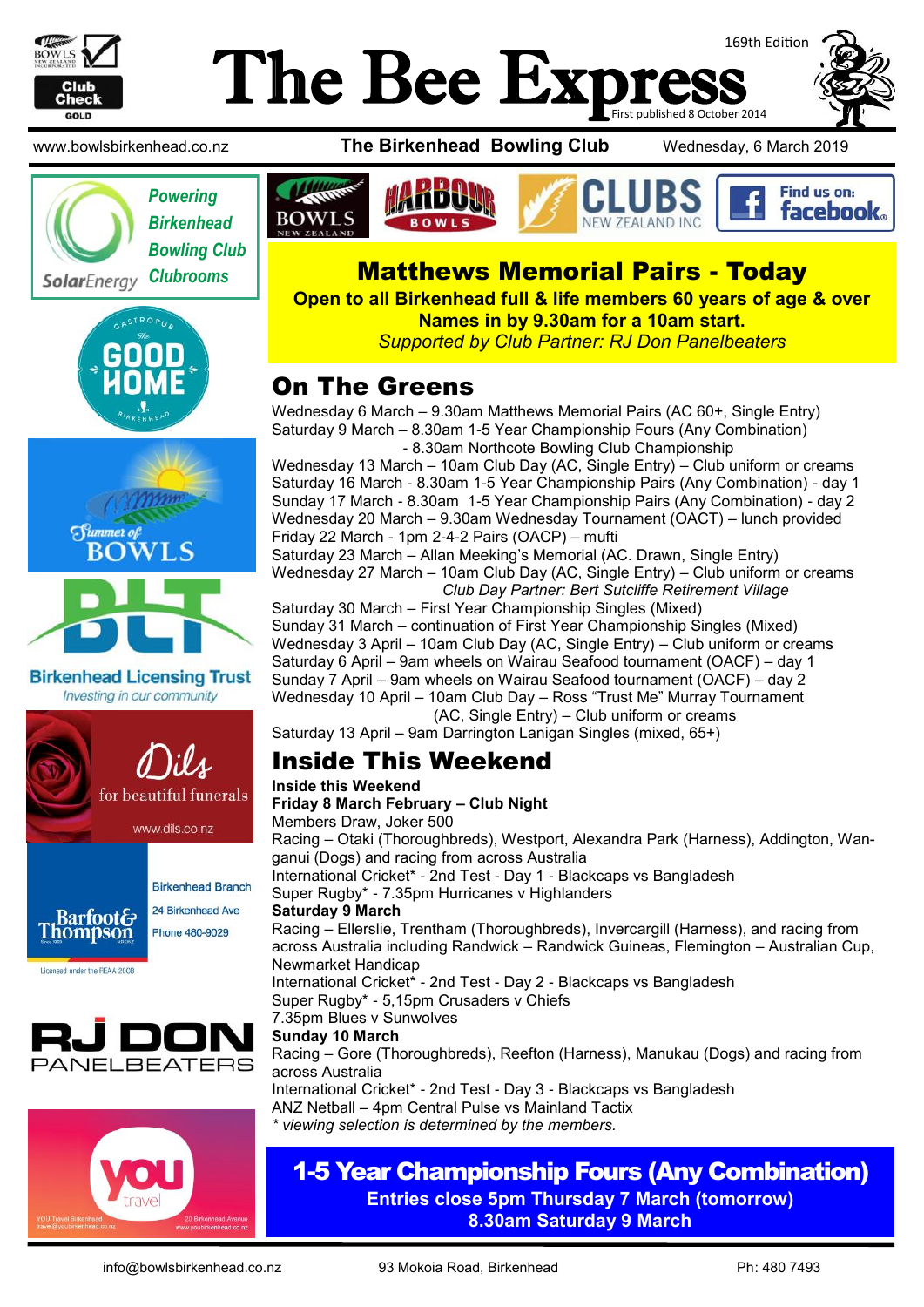# The Bee Express

169th Edition

First published 8 October 2014

www.bowlsbirkenhead.co.nz | **The Birkenhead Bowling Club** | Wednesday, 6 March 2019

*Powering Birkenhead Bowling Club Clubrooms* — SolarEnergy

## Matthews Memorial Pairs - Today

**Open to all Birkenhead full & life members 60 years of age & over**
**Names in by 9.30am for a 10am start.**
*Supported by Club Partner: RJ Don Panelbeaters*

## On The Greens

Wednesday 6 March – 9.30am Matthews Memorial Pairs (AC 60+, Single Entry)
Saturday 9 March – 8.30am 1-5 Year Championship Fours (Any Combination)
- 8.30am Northcote Bowling Club Championship
Wednesday 13 March – 10am Club Day (AC, Single Entry) – Club uniform or creams
Saturday 16 March - 8.30am 1-5 Year Championship Pairs (Any Combination) - day 1
Sunday 17 March - 8.30am 1-5 Year Championship Pairs (Any Combination) - day 2
Wednesday 20 March – 9.30am Wednesday Tournament (OACT) – lunch provided
Friday 22 March - 1pm 2-4-2 Pairs (OACP) – mufti
Saturday 23 March – Allan Meeking's Memorial (AC. Drawn, Single Entry)
Wednesday 27 March – 10am Club Day (AC, Single Entry) – Club uniform or creams
*Club Day Partner: Bert Sutcliffe Retirement Village*
Saturday 30 March – First Year Championship Singles (Mixed)
Sunday 31 March – continuation of First Year Championship Singles (Mixed)
Wednesday 3 April – 10am Club Day (AC, Single Entry) – Club uniform or creams
Saturday 6 April – 9am wheels on Wairau Seafood tournament (OACF) – day 1
Sunday 7 April – 9am wheels on Wairau Seafood tournament (OACF) – day 2
Wednesday 10 April – 10am Club Day – Ross "Trust Me" Murray Tournament (AC, Single Entry) – Club uniform or creams
Saturday 13 April – 9am Darrington Lanigan Singles (mixed, 65+)

## Inside This Weekend

**Inside this Weekend**

**Friday 8 March February – Club Night**
Members Draw, Joker 500
Racing – Otaki (Thoroughbreds), Westport, Alexandra Park (Harness), Addington, Wanganui (Dogs) and racing from across Australia
International Cricket* - 2nd Test - Day 1 - Blackcaps vs Bangladesh
Super Rugby* - 7.35pm Hurricanes v Highlanders

**Saturday 9 March**
Racing – Ellerslie, Trentham (Thoroughbreds), Invercargill (Harness), and racing from across Australia including Randwick – Randwick Guineas, Flemington – Australian Cup, Newmarket Handicap
International Cricket* - 2nd Test - Day 2 - Blackcaps vs Bangladesh
Super Rugby* - 5,15pm Crusaders v Chiefs
7.35pm Blues v Sunwolves

**Sunday 10 March**
Racing – Gore (Thoroughbreds), Reefton (Harness), Manukau (Dogs) and racing from across Australia
International Cricket* - 2nd Test - Day 3 - Blackcaps vs Bangladesh
ANZ Netball – 4pm Central Pulse vs Mainland Tactix
*\* viewing selection is determined by the members.*

## 1-5 Year Championship Fours (Any Combination)

**Entries close 5pm Thursday 7 March (tomorrow)**
**8.30am Saturday 9 March**

Dils for beautiful funerals — www.dils.co.nz

Barfoot & Thompson — Birkenhead Branch, 24 Birkenhead Ave, Phone 480-9029. Licensed under the REAA 2008

Birkenhead Licensing Trust — *Investing in our community*

info@bowlsbirkenhead.co.nz | 93 Mokoia Road, Birkenhead | Ph: 480 7493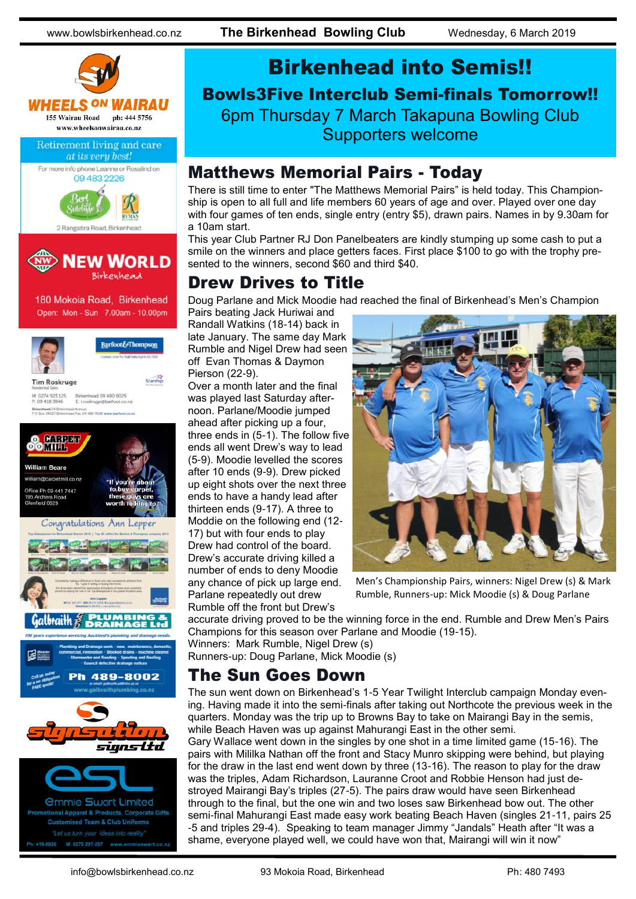# Birkenhead into Semis!!

## Bowls3Five Interclub Semi-finals Tomorrow!!

6pm Thursday 7 March Takapuna Bowling Club

Supporters welcome

## Matthews Memorial Pairs - Today

There is still time to enter "The Matthews Memorial Pairs" is held today. This Championship is open to all full and life members 60 years of age and over. Played over one day with four games of ten ends, single entry (entry $5), drawn pairs. Names in by 9.30am for a 10am start.

This year Club Partner RJ Don Panelbeaters are kindly stumping up some cash to put a smile on the winners and place getters faces. First place $100 to go with the trophy presented to the winners, second $60 and third $40.

## Drew Drives to Title

Doug Parlane and Mick Moodie had reached the final of Birkenhead's Men's Champion Pairs beating Jack Huriwai and Randall Watkins (18-14) back in late January. The same day Mark Rumble and Nigel Drew had seen off Evan Thomas & Daymon Pierson (22-9).

Over a month later and the final was played last Saturday afternoon. Parlane/Moodie jumped ahead after picking up a four, three ends in (5-1). The follow five ends all went Drew's way to lead (5-9). Moodie levelled the scores after 10 ends (9-9). Drew picked up eight shots over the next three ends to have a handy lead after thirteen ends (9-17). A three to Moddie on the following end (12-17) but with four ends to play Drew had control of the board. Drew's accurate driving killed a number of ends to deny Moodie any chance of pick up large end. Parlane repeatedly out drew Rumble off the front but Drew's accurate driving proved to be the winning force in the end. Rumble and Drew Men's Pairs Champions for this season over Parlane and Moodie (19-15).

Men's Championship Pairs, winners: Nigel Drew (s) & Mark Rumble, Runners-up: Mick Moodie (s) & Doug Parlane

Winners: Mark Rumble, Nigel Drew (s)

Runners-up: Doug Parlane, Mick Moodie (s)

## The Sun Goes Down

The sun went down on Birkenhead's 1-5 Year Twilight Interclub campaign Monday evening. Having made it into the semi-finals after taking out Northcote the previous week in the quarters. Monday was the trip up to Browns Bay to take on Mairangi Bay in the semis, while Beach Haven was up against Mahurangi East in the other semi.

Gary Wallace went down in the singles by one shot in a time limited game (15-16). The pairs with Mililka Nathan off the front and Stacy Munro skipping were behind, but playing for the draw in the last end went down by three (13-16). The reason to play for the draw was the triples, Adam Richardson, Lauranne Croot and Robbie Henson had just destroyed Mairangi Bay's triples (27-5). The pairs draw would have seen Birkenhead through to the final, but the one win and two loses saw Birkenhead bow out. The other semi-final Mahurangi East made easy work beating Beach Haven (singles 21-11, pairs 25-5 and triples 29-4). Speaking to team manager Jimmy "Jandals" Heath after "It was a shame, everyone played well, we could have won that, Mairangi will win it now"

---

**WHEELS ON WAIRAU** — 155 Wairau Road ph: 444 5756 — www.wheelsonwairau.co.nz

Retirement living and care *at its very best!* For more info phone Leanne or Rosalind on 09 483 2226 — Bert Sutcliffe — Ryman — 2 Rangatira Road, Birkenhead

**NEW WORLD** Birkenhead — 180 Mokoia Road, Birkenhead — Open: Mon - Sun 7.00am - 10.00pm

Barfoot & Thompson — Tim Roskruge, Residential Sales — M: 0274 923 125 — P: 09 418 3846 — Birkenhead 09 480 9029 — E: troskruge@barfoot.co.nz

CARPET MILL — William Beare — william@carpetmill.co.nz — Office Ph 09 441 7447 — 195 Archers Road Glenfield 0629 — "If you're about to buy carpet, these guys are worth talking to!"

Congratulations Ann Lepper

Galbraith PLUMBING & DRAINAGE Ltd — Ph 489-8002 — www.galbraithplumbing.co.nz

signsation signs ltd

esl — Emmie Swart Limited — Promotional Apparel & Products, Corporate Gifts — Customised Team & Club Uniforms — "Let us turn your ideas into reality" — Ph: 419-0926 M: 0275 297-257 www.emmieswart.co.nz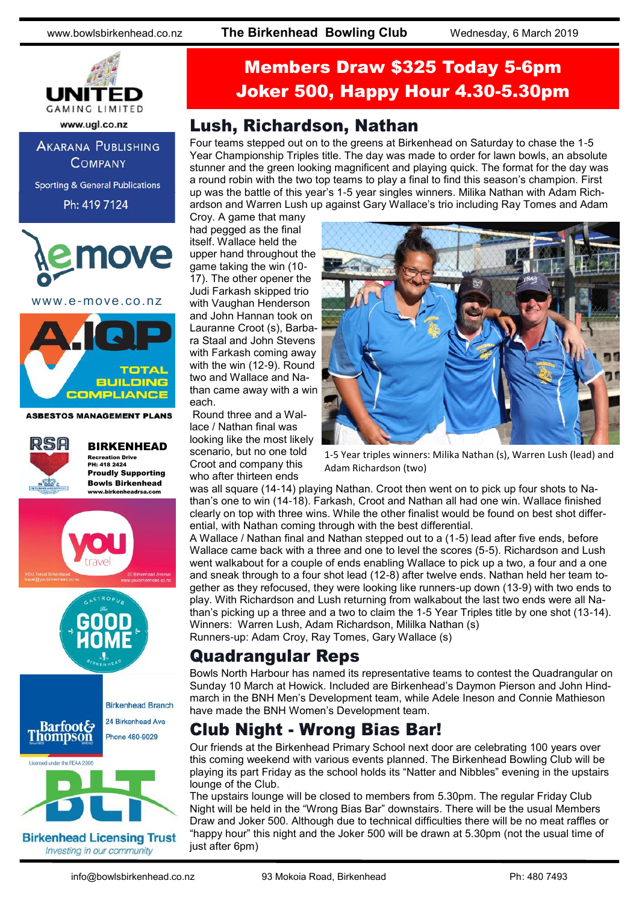# Members Draw $325 Today 5-6pm
# Joker 500, Happy Hour 4.30-5.30pm

## Lush, Richardson, Nathan

Four teams stepped out on to the greens at Birkenhead on Saturday to chase the 1-5 Year Championship Triples title. The day was made to order for lawn bowls, an absolute stunner and the green looking magnificent and playing quick. The format for the day was a round robin with the two top teams to play a final to find this season's champion. First up was the battle of this year's 1-5 year singles winners. Milika Nathan with Adam Richardson and Warren Lush up against Gary Wallace's trio including Ray Tomes and Adam Croy. A game that many had pegged as the final itself. Wallace held the upper hand throughout the game taking the win (10-17). The other opener the Judi Farkash skipped trio with Vaughan Henderson and John Hannan took on Lauranne Croot (s), Barbara Staal and John Stevens with Farkash coming away with the win (12-9). Round two and Wallace and Nathan came away with a win each.

Round three and a Wallace / Nathan final was looking like the most likely scenario, but no one told Croot and company this who after thirteen ends was all square (14-14) playing Nathan. Croot then went on to pick up four shots to Nathan's one to win (14-18). Farkash, Croot and Nathan all had one win. Wallace finished clearly on top with three wins. While the other finalist would be found on best shot differential, with Nathan coming through with the best differential.

1-5 Year triples winners: Milika Nathan (s), Warren Lush (lead) and Adam Richardson (two)

A Wallace / Nathan final and Nathan stepped out to a (1-5) lead after five ends, before Wallace came back with a three and one to level the scores (5-5). Richardson and Lush went walkabout for a couple of ends enabling Wallace to pick up a two, a four and a one and sneak through to a four shot lead (12-8) after twelve ends. Nathan held her team together as they refocused, they were looking like runners-up down (13-9) with two ends to play. With Richardson and Lush returning from walkabout the last two ends were all Nathan's picking up a three and a two to claim the 1-5 Year Triples title by one shot (13-14).

Winners: Warren Lush, Adam Richardson, Mililka Nathan (s)

Runners-up: Adam Croy, Ray Tomes, Gary Wallace (s)

## Quadrangular Reps

Bowls North Harbour has named its representative teams to contest the Quadrangular on Sunday 10 March at Howick. Included are Birkenhead's Daymon Pierson and John Hindmarch in the BNH Men's Development team, while Adele Ineson and Connie Mathieson have made the BNH Women's Development team.

## Club Night - Wrong Bias Bar!

Our friends at the Birkenhead Primary School next door are celebrating 100 years over this coming weekend with various events planned. The Birkenhead Bowling Club will be playing its part Friday as the school holds its "Natter and Nibbles" evening in the upstairs lounge of the Club.

The upstairs lounge will be closed to members from 5.30pm. The regular Friday Club Night will be held in the "Wrong Bias Bar" downstairs. There will be the usual Members Draw and Joker 500. Although due to technical difficulties there will be no meat raffles or "happy hour" this night and the Joker 500 will be drawn at 5.30pm (not the usual time of just after 6pm)

---

UNITED GAMING LIMITED
www.ugl.co.nz

AKARANA PUBLISHING COMPANY
Sporting & General Publications
Ph: 419 7124

emove
www.e-move.co.nz

A.IQP
TOTAL BUILDING COMPLIANCE
ASBESTOS MANAGEMENT PLANS

RSA
BIRKENHEAD
Recreation Drive
PH: 418 2424
Proudly Supporting Bowls Birkenhead
www.birkenheadrsa.com

you travel
YOU Travel Birkenhead
travel@youbirkenhead.co.nz
20 Birkenhead Avenue
www.youbirkenhead.co.nz

GASTROPUB The GOOD HOME BIRKENHEAD

Barfoot & Thompson
Birkenhead Branch
24 Birkenhead Ave
Phone 480-9029
Licensed under the REAA 2008

BLT
Birkenhead Licensing Trust
Investing in our community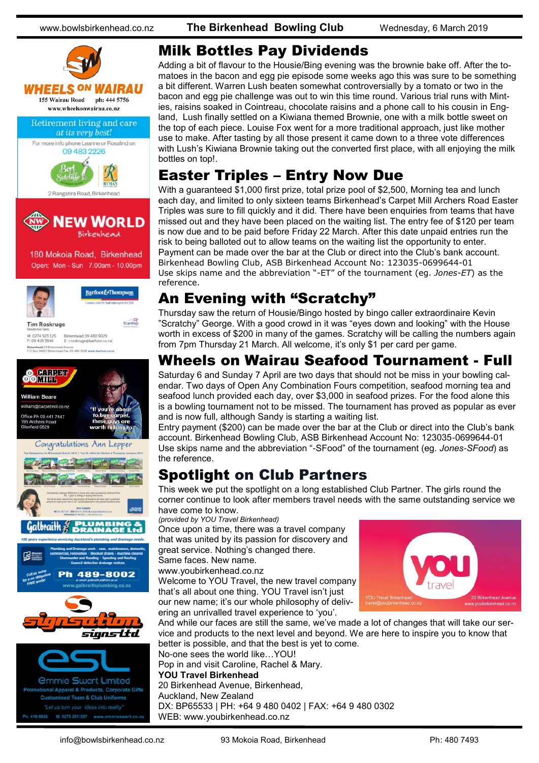## Milk Bottles Pay Dividends

Adding a bit of flavour to the Housie/Bing evening was the brownie bake off. After the tomatoes in the bacon and egg pie episode some weeks ago this was sure to be something a bit different. Warren Lush beaten somewhat controversially by a tomato or two in the bacon and egg pie challenge was out to win this time round. Various trial runs with Minties, raisins soaked in Cointreau, chocolate raisins and a phone call to his cousin in England, Lush finally settled on a Kiwiana themed Brownie, one with a milk bottle sweet on the top of each piece. Louise Fox went for a more traditional approach, just like mother use to make. After tasting by all those present it came down to a three vote differences with Lush's Kiwiana Brownie taking out the converted first place, with all enjoying the milk bottles on top!.

## Easter Triples – Entry Now Due

With a guaranteed $1,000 first prize, total prize pool of $2,500, Morning tea and lunch each day, and limited to only sixteen teams Birkenhead's Carpet Mill Archers Road Easter Triples was sure to fill quickly and it did. There have been enquiries from teams that have missed out and they have been placed on the waiting list. The entry fee of $120 per team is now due and to be paid before Friday 22 March. After this date unpaid entries run the risk to being balloted out to allow teams on the waiting list the opportunity to enter. Payment can be made over the bar at the Club or direct into the Club's bank account. Birkenhead Bowling Club, ASB Birkenhead Account No: 123035-0699644-01 Use skips name and the abbreviation "-ET" of the tournament (eg. *Jones-ET*) as the reference.

## An Evening with "Scratchy"

Thursday saw the return of Housie/Bingo hosted by bingo caller extraordinaire Kevin "Scratchy" George. With a good crowd in it was "eyes down and looking" with the House worth in excess of $200 in many of the games. Scratchy will be calling the numbers again from 7pm Thursday 21 March. All welcome, it's only $1 per card per game.

## Wheels on Wairau Seafood Tournament - Full

Saturday 6 and Sunday 7 April are two days that should not be miss in your bowling calendar. Two days of Open Any Combination Fours competition, seafood morning tea and seafood lunch provided each day, over $3,000 in seafood prizes. For the food alone this is a bowling tournament not to be missed. The tournament has proved as popular as ever and is now full, although Sandy is starting a waiting list.

Entry payment ($200) can be made over the bar at the Club or direct into the Club's bank account. Birkenhead Bowling Club, ASB Birkenhead Account No: 123035-0699644-01 Use skips name and the abbreviation "-SFood" of the tournament (eg. *Jones-SFood*) as the reference.

## Spotlight on Club Partners

This week we put the spotlight on a long established Club Partner. The girls round the corner continue to look after members travel needs with the same outstanding service we have come to know.

*(provided by YOU Travel Birkenhead)*

Once upon a time, there was a travel company that was united by its passion for discovery and great service. Nothing's changed there.
Same faces. New name.
www.youbirkenhead.co.nz
Welcome to YOU Travel, the new travel company that's all about one thing. YOU Travel isn't just our new name; it's our whole philosophy of delivering an unrivalled travel experience to 'you'.
And while our faces are still the same, we've made a lot of changes that will take our service and products to the next level and beyond. We are here to inspire you to know that better is possible, and that the best is yet to come.
No-one sees the world like…YOU!
Pop in and visit Caroline, Rachel & Mary.
**YOU Travel Birkenhead**
20 Birkenhead Avenue, Birkenhead,
Auckland, New Zealand
DX: BP65533 | PH: +64 9 480 0402 | FAX: +64 9 480 0302
WEB: www.youbirkenhead.co.nz

you travel
YOU Travel Birkenhead
travel@youbirkenhead.co.nz
20 Birkenhead Avenue
www.youbirkenhead.co.nz

WHEELS ON WAIRAU
155 Wairau Road ph: 444 5756
www.wheelsonwairau.co.nz

Retirement living and care at its very best!
For more info phone Leanne or Rosalind on 09 483 2226
Bert Sutcliffe · RYMAN
2 Rangatira Road, Birkenhead

NEW WORLD Birkenhead
180 Mokoia Road, Birkenhead
Open: Mon - Sun 7.00am - 10.00pm

Barfoot & Thompson
Tim Roskruge
Residential Sales
M: 0274 923 125 Birkenhead 09 480 9029
P: 09 418 3846 E: t.roskruge@barfoot.co.nz
Starship

CARPET MILL
William Beare
william@carpetmill.co.nz
Office Ph 09 441 7447
195 Archers Road
Glenfield 0629
"If you're about to buy carpet, these guys are worth talking to!"

Congratulations Ann Lepper

Galbraith PLUMBING & DRAINAGE Ltd
100 years experience servicing Auckland's plumbing and drainage needs.
Ph 489-8002
www.galbraithplumbing.co.nz

signsation signs ltd

esl
Emmie Swart Limited
Promotional Apparel & Products, Corporate Gifts
Customised Team & Club Uniforms
"Let us turn your ideas into reality"
Ph: 410-0926 M: 0275 297-257 www.emmieswart.co.nz